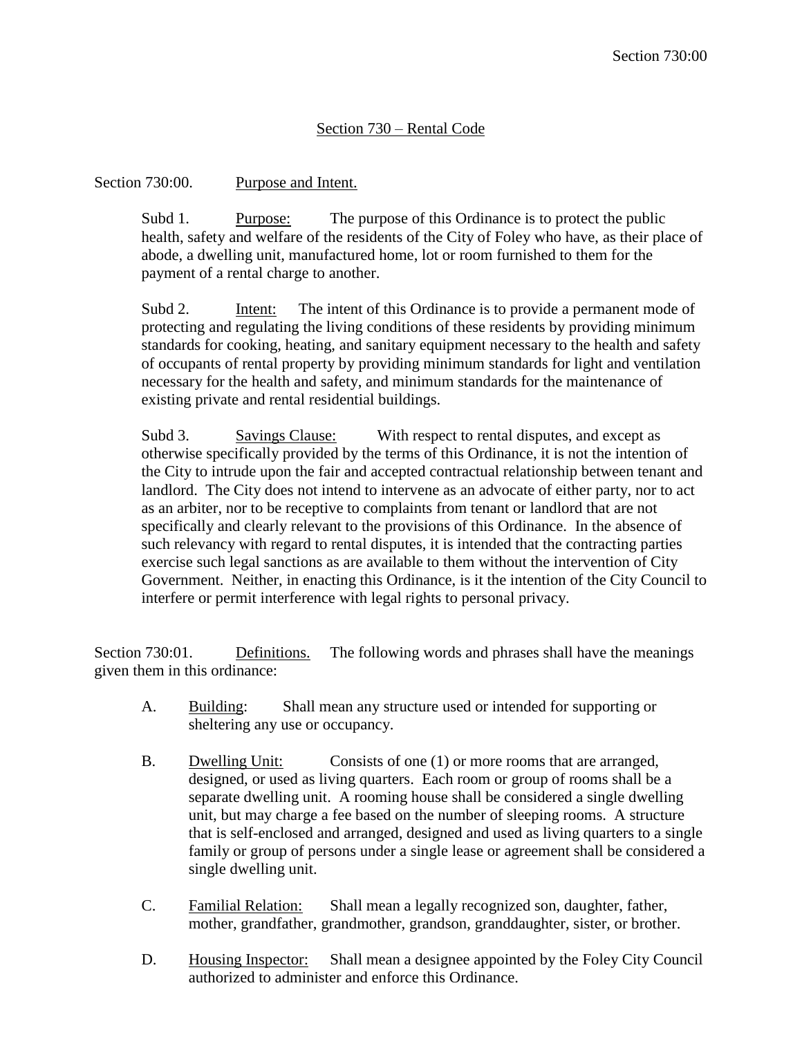# Section 730 – Rental Code

## Section 730:00. Purpose and Intent.

Subd 1. Purpose: The purpose of this Ordinance is to protect the public health, safety and welfare of the residents of the City of Foley who have, as their place of abode, a dwelling unit, manufactured home, lot or room furnished to them for the payment of a rental charge to another.

Subd 2. Intent: The intent of this Ordinance is to provide a permanent mode of protecting and regulating the living conditions of these residents by providing minimum standards for cooking, heating, and sanitary equipment necessary to the health and safety of occupants of rental property by providing minimum standards for light and ventilation necessary for the health and safety, and minimum standards for the maintenance of existing private and rental residential buildings.

Subd 3. Savings Clause: With respect to rental disputes, and except as otherwise specifically provided by the terms of this Ordinance, it is not the intention of the City to intrude upon the fair and accepted contractual relationship between tenant and landlord. The City does not intend to intervene as an advocate of either party, nor to act as an arbiter, nor to be receptive to complaints from tenant or landlord that are not specifically and clearly relevant to the provisions of this Ordinance. In the absence of such relevancy with regard to rental disputes, it is intended that the contracting parties exercise such legal sanctions as are available to them without the intervention of City Government. Neither, in enacting this Ordinance, is it the intention of the City Council to interfere or permit interference with legal rights to personal privacy.

## Section 730:01. Definitions.

The following words and phrases shall have the meanings given them in this ordinance:

A. Building: Shall mean any structure used or intended for supporting or sheltering any use or occupancy.

B. Dwelling Unit: Consists of one (1) or more rooms that are arranged, designed, or used as living quarters. Each room or group of rooms shall be a separate dwelling unit. A rooming house shall be considered a single dwelling unit, but may charge a fee based on the number of sleeping rooms. A structure that is self-enclosed and arranged, designed and used as living quarters to a single family or group of persons under a single lease or agreement shall be considered a single dwelling unit.

C. Familial Relation: Shall mean a legally recognized son, daughter, father, mother, grandfather, grandmother, grandson, granddaughter, sister, or brother.

D. Housing Inspector: Shall mean a designee appointed by the Foley City Council authorized to administer and enforce this Ordinance.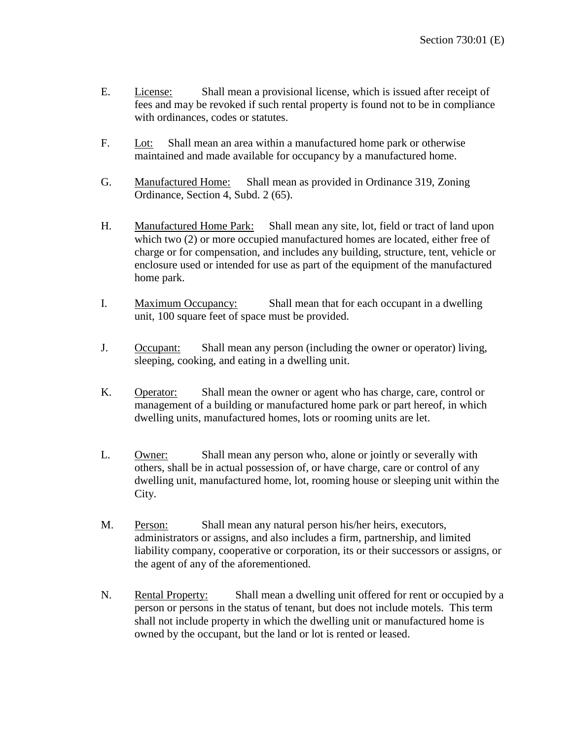E. License: Shall mean a provisional license, which is issued after receipt of fees and may be revoked if such rental property is found not to be in compliance with ordinances, codes or statutes.

F. Lot: Shall mean an area within a manufactured home park or otherwise maintained and made available for occupancy by a manufactured home.

G. Manufactured Home: Shall mean as provided in Ordinance 319, Zoning Ordinance, Section 4, Subd. 2 (65).

H. Manufactured Home Park: Shall mean any site, lot, field or tract of land upon which two (2) or more occupied manufactured homes are located, either free of charge or for compensation, and includes any building, structure, tent, vehicle or enclosure used or intended for use as part of the equipment of the manufactured home park.

I. Maximum Occupancy: Shall mean that for each occupant in a dwelling unit, 100 square feet of space must be provided.

J. Occupant: Shall mean any person (including the owner or operator) living, sleeping, cooking, and eating in a dwelling unit.

K. Operator: Shall mean the owner or agent who has charge, care, control or management of a building or manufactured home park or part hereof, in which dwelling units, manufactured homes, lots or rooming units are let.

L. Owner: Shall mean any person who, alone or jointly or severally with others, shall be in actual possession of, or have charge, care or control of any dwelling unit, manufactured home, lot, rooming house or sleeping unit within the City.

M. Person: Shall mean any natural person his/her heirs, executors, administrators or assigns, and also includes a firm, partnership, and limited liability company, cooperative or corporation, its or their successors or assigns, or the agent of any of the aforementioned.

N. Rental Property: Shall mean a dwelling unit offered for rent or occupied by a person or persons in the status of tenant, but does not include motels. This term shall not include property in which the dwelling unit or manufactured home is owned by the occupant, but the land or lot is rented or leased.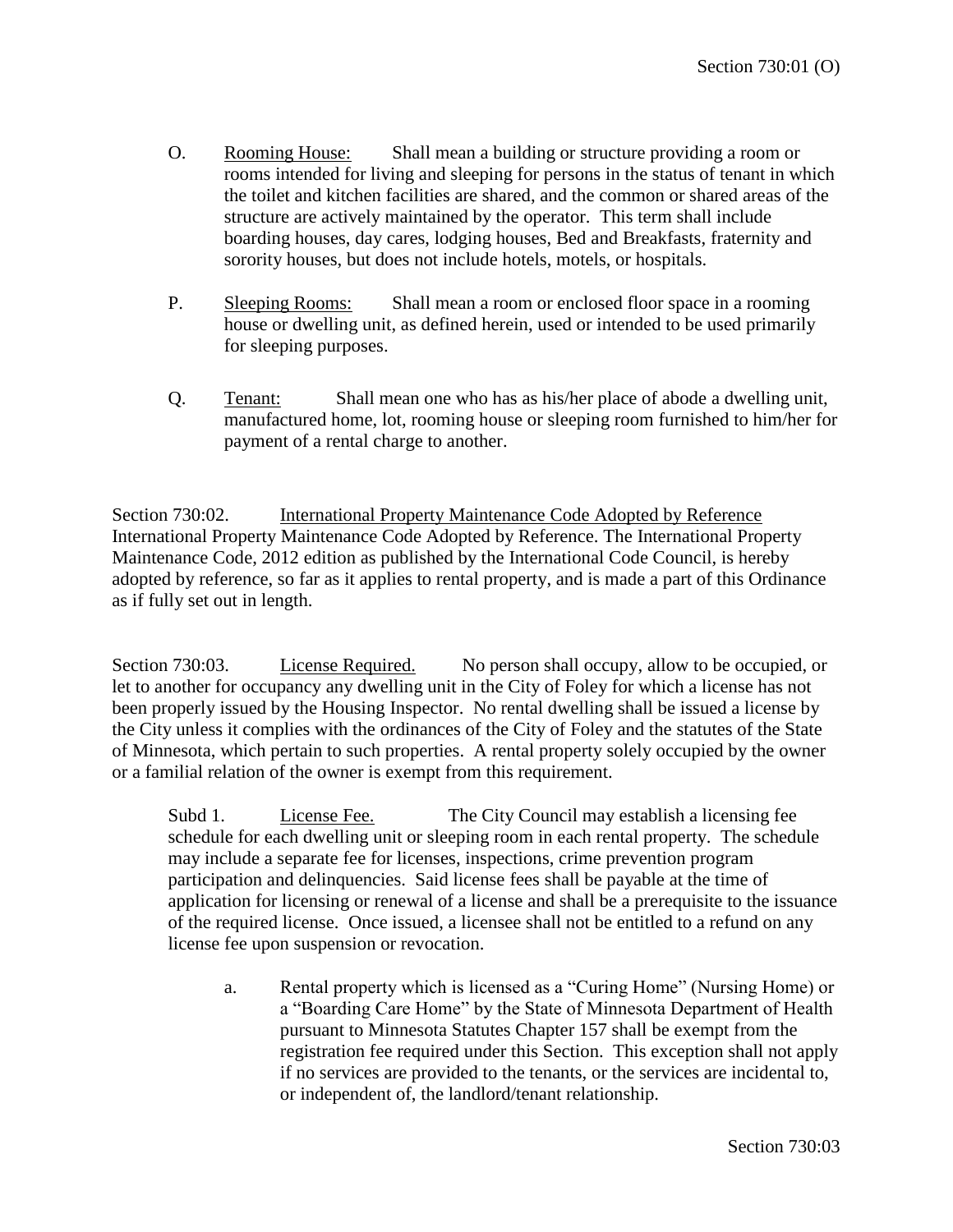O. Rooming House: Shall mean a building or structure providing a room or rooms intended for living and sleeping for persons in the status of tenant in which the toilet and kitchen facilities are shared, and the common or shared areas of the structure are actively maintained by the operator. This term shall include boarding houses, day cares, lodging houses, Bed and Breakfasts, fraternity and sorority houses, but does not include hotels, motels, or hospitals.

P. Sleeping Rooms: Shall mean a room or enclosed floor space in a rooming house or dwelling unit, as defined herein, used or intended to be used primarily for sleeping purposes.

Q. Tenant: Shall mean one who has as his/her place of abode a dwelling unit, manufactured home, lot, rooming house or sleeping room furnished to him/her for payment of a rental charge to another.

Section 730:02. International Property Maintenance Code Adopted by Reference International Property Maintenance Code Adopted by Reference. The International Property Maintenance Code, 2012 edition as published by the International Code Council, is hereby adopted by reference, so far as it applies to rental property, and is made a part of this Ordinance as if fully set out in length.

Section 730:03. License Required. No person shall occupy, allow to be occupied, or let to another for occupancy any dwelling unit in the City of Foley for which a license has not been properly issued by the Housing Inspector. No rental dwelling shall be issued a license by the City unless it complies with the ordinances of the City of Foley and the statutes of the State of Minnesota, which pertain to such properties. A rental property solely occupied by the owner or a familial relation of the owner is exempt from this requirement.

Subd 1. License Fee. The City Council may establish a licensing fee schedule for each dwelling unit or sleeping room in each rental property. The schedule may include a separate fee for licenses, inspections, crime prevention program participation and delinquencies. Said license fees shall be payable at the time of application for licensing or renewal of a license and shall be a prerequisite to the issuance of the required license. Once issued, a licensee shall not be entitled to a refund on any license fee upon suspension or revocation.

a. Rental property which is licensed as a "Curing Home" (Nursing Home) or a "Boarding Care Home" by the State of Minnesota Department of Health pursuant to Minnesota Statutes Chapter 157 shall be exempt from the registration fee required under this Section. This exception shall not apply if no services are provided to the tenants, or the services are incidental to, or independent of, the landlord/tenant relationship.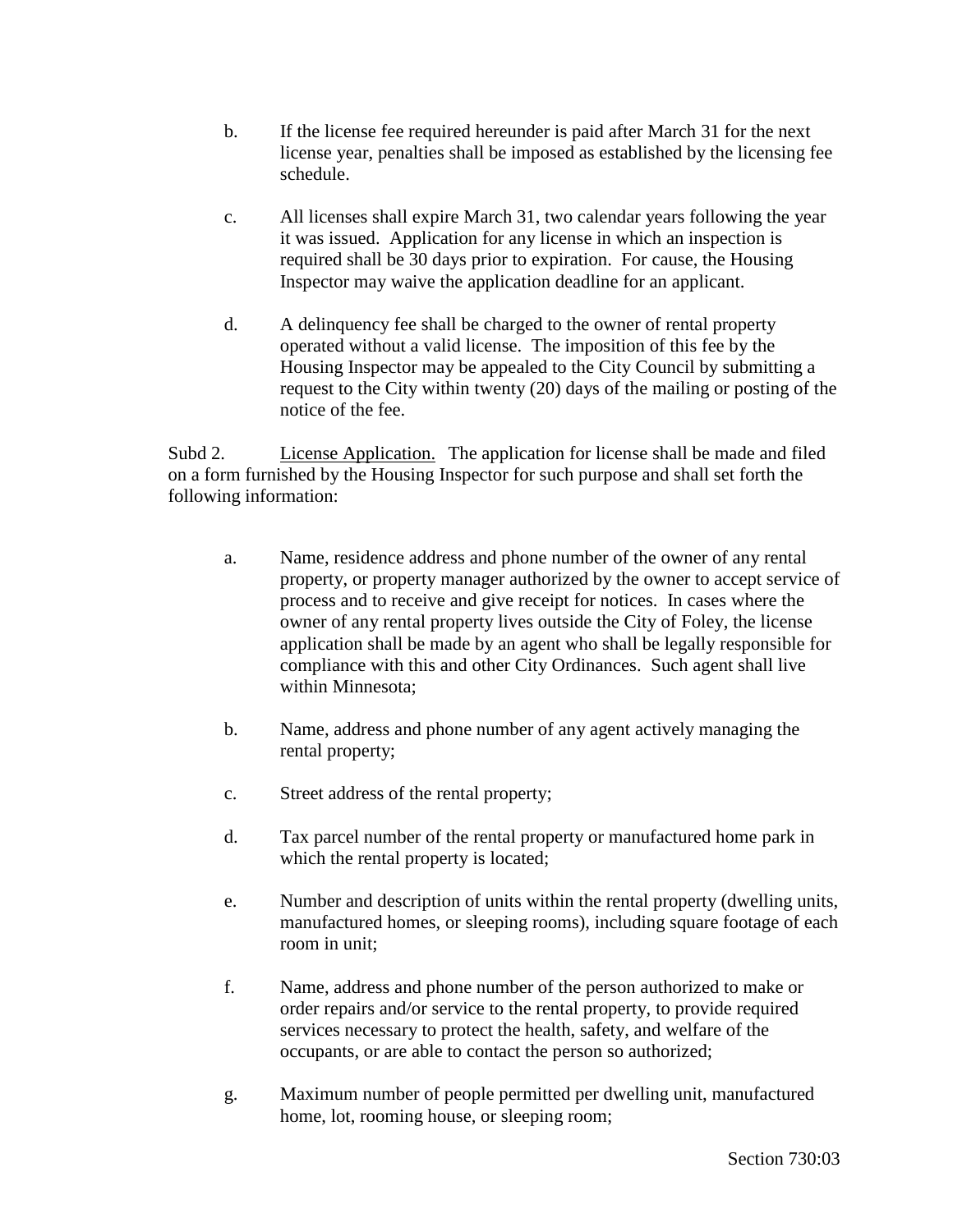b. If the license fee required hereunder is paid after March 31 for the next license year, penalties shall be imposed as established by the licensing fee schedule.

c. All licenses shall expire March 31, two calendar years following the year it was issued. Application for any license in which an inspection is required shall be 30 days prior to expiration. For cause, the Housing Inspector may waive the application deadline for an applicant.

d. A delinquency fee shall be charged to the owner of rental property operated without a valid license. The imposition of this fee by the Housing Inspector may be appealed to the City Council by submitting a request to the City within twenty (20) days of the mailing or posting of the notice of the fee.

Subd 2. License Application. The application for license shall be made and filed on a form furnished by the Housing Inspector for such purpose and shall set forth the following information:

a. Name, residence address and phone number of the owner of any rental property, or property manager authorized by the owner to accept service of process and to receive and give receipt for notices. In cases where the owner of any rental property lives outside the City of Foley, the license application shall be made by an agent who shall be legally responsible for compliance with this and other City Ordinances. Such agent shall live within Minnesota;

b. Name, address and phone number of any agent actively managing the rental property;

c. Street address of the rental property;

d. Tax parcel number of the rental property or manufactured home park in which the rental property is located;

e. Number and description of units within the rental property (dwelling units, manufactured homes, or sleeping rooms), including square footage of each room in unit;

f. Name, address and phone number of the person authorized to make or order repairs and/or service to the rental property, to provide required services necessary to protect the health, safety, and welfare of the occupants, or are able to contact the person so authorized;

g. Maximum number of people permitted per dwelling unit, manufactured home, lot, rooming house, or sleeping room;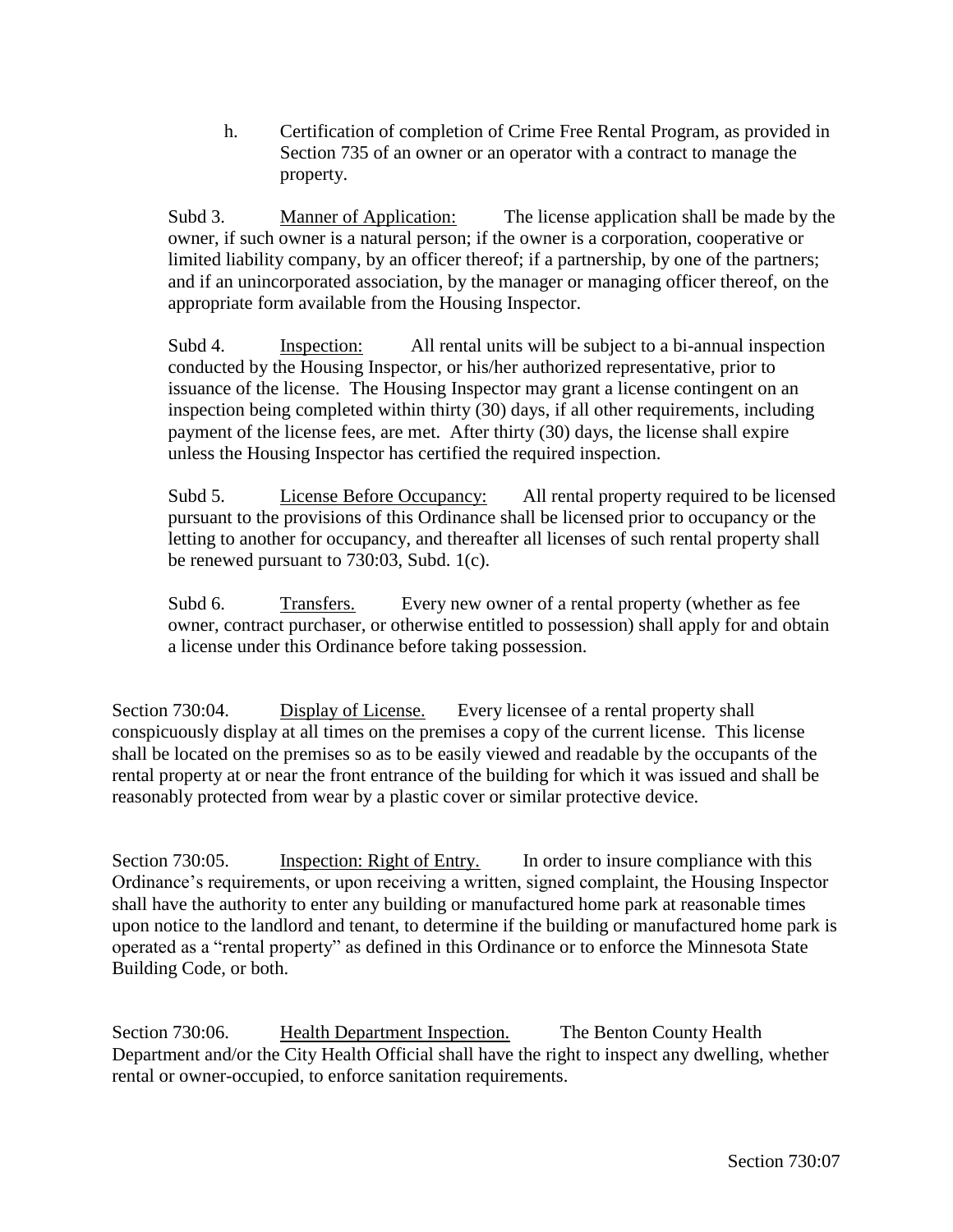h. Certification of completion of Crime Free Rental Program, as provided in Section 735 of an owner or an operator with a contract to manage the property.

Subd 3. Manner of Application: The license application shall be made by the owner, if such owner is a natural person; if the owner is a corporation, cooperative or limited liability company, by an officer thereof; if a partnership, by one of the partners; and if an unincorporated association, by the manager or managing officer thereof, on the appropriate form available from the Housing Inspector.

Subd 4. Inspection: All rental units will be subject to a bi-annual inspection conducted by the Housing Inspector, or his/her authorized representative, prior to issuance of the license. The Housing Inspector may grant a license contingent on an inspection being completed within thirty (30) days, if all other requirements, including payment of the license fees, are met. After thirty (30) days, the license shall expire unless the Housing Inspector has certified the required inspection.

Subd 5. License Before Occupancy: All rental property required to be licensed pursuant to the provisions of this Ordinance shall be licensed prior to occupancy or the letting to another for occupancy, and thereafter all licenses of such rental property shall be renewed pursuant to 730:03, Subd. 1(c).

Subd 6. Transfers. Every new owner of a rental property (whether as fee owner, contract purchaser, or otherwise entitled to possession) shall apply for and obtain a license under this Ordinance before taking possession.

Section 730:04. Display of License. Every licensee of a rental property shall conspicuously display at all times on the premises a copy of the current license. This license shall be located on the premises so as to be easily viewed and readable by the occupants of the rental property at or near the front entrance of the building for which it was issued and shall be reasonably protected from wear by a plastic cover or similar protective device.

Section 730:05. Inspection: Right of Entry. In order to insure compliance with this Ordinance's requirements, or upon receiving a written, signed complaint, the Housing Inspector shall have the authority to enter any building or manufactured home park at reasonable times upon notice to the landlord and tenant, to determine if the building or manufactured home park is operated as a "rental property" as defined in this Ordinance or to enforce the Minnesota State Building Code, or both.

Section 730:06. Health Department Inspection. The Benton County Health Department and/or the City Health Official shall have the right to inspect any dwelling, whether rental or owner-occupied, to enforce sanitation requirements.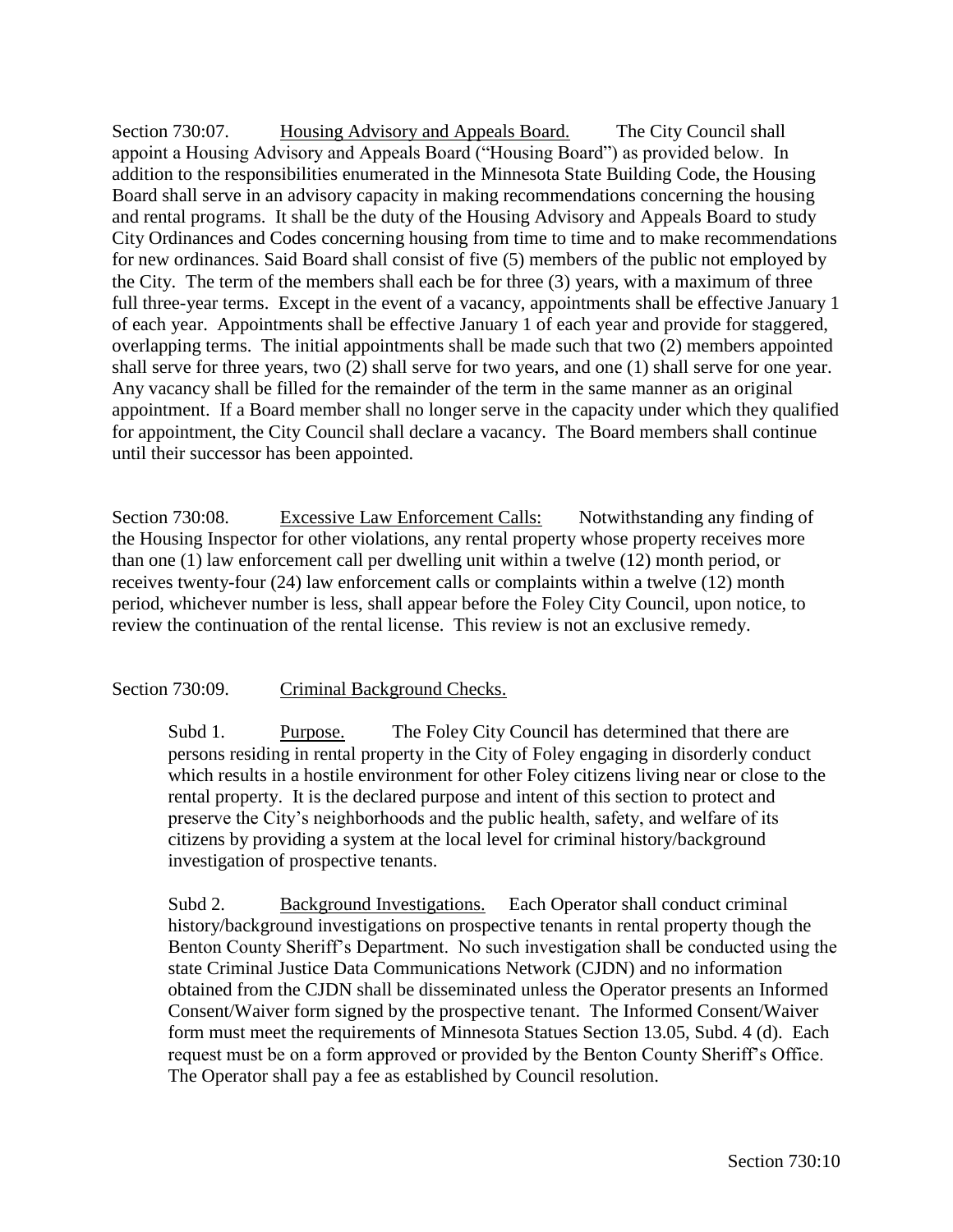Section 730:07. <u>Housing Advisory and Appeals Board.</u> The City Council shall appoint a Housing Advisory and Appeals Board ("Housing Board") as provided below. In addition to the responsibilities enumerated in the Minnesota State Building Code, the Housing Board shall serve in an advisory capacity in making recommendations concerning the housing and rental programs. It shall be the duty of the Housing Advisory and Appeals Board to study City Ordinances and Codes concerning housing from time to time and to make recommendations for new ordinances. Said Board shall consist of five (5) members of the public not employed by the City. The term of the members shall each be for three (3) years, with a maximum of three full three-year terms. Except in the event of a vacancy, appointments shall be effective January 1 of each year. Appointments shall be effective January 1 of each year and provide for staggered, overlapping terms. The initial appointments shall be made such that two (2) members appointed shall serve for three years, two (2) shall serve for two years, and one (1) shall serve for one year. Any vacancy shall be filled for the remainder of the term in the same manner as an original appointment. If a Board member shall no longer serve in the capacity under which they qualified for appointment, the City Council shall declare a vacancy. The Board members shall continue until their successor has been appointed.

Section 730:08. <u>Excessive Law Enforcement Calls:</u> Notwithstanding any finding of the Housing Inspector for other violations, any rental property whose property receives more than one (1) law enforcement call per dwelling unit within a twelve (12) month period, or receives twenty-four (24) law enforcement calls or complaints within a twelve (12) month period, whichever number is less, shall appear before the Foley City Council, upon notice, to review the continuation of the rental license. This review is not an exclusive remedy.

Section 730:09. <u>Criminal Background Checks.</u>

Subd 1. <u>Purpose.</u> The Foley City Council has determined that there are persons residing in rental property in the City of Foley engaging in disorderly conduct which results in a hostile environment for other Foley citizens living near or close to the rental property. It is the declared purpose and intent of this section to protect and preserve the City's neighborhoods and the public health, safety, and welfare of its citizens by providing a system at the local level for criminal history/background investigation of prospective tenants.

Subd 2. <u>Background Investigations.</u> Each Operator shall conduct criminal history/background investigations on prospective tenants in rental property though the Benton County Sheriff's Department. No such investigation shall be conducted using the state Criminal Justice Data Communications Network (CJDN) and no information obtained from the CJDN shall be disseminated unless the Operator presents an Informed Consent/Waiver form signed by the prospective tenant. The Informed Consent/Waiver form must meet the requirements of Minnesota Statues Section 13.05, Subd. 4 (d). Each request must be on a form approved or provided by the Benton County Sheriff's Office. The Operator shall pay a fee as established by Council resolution.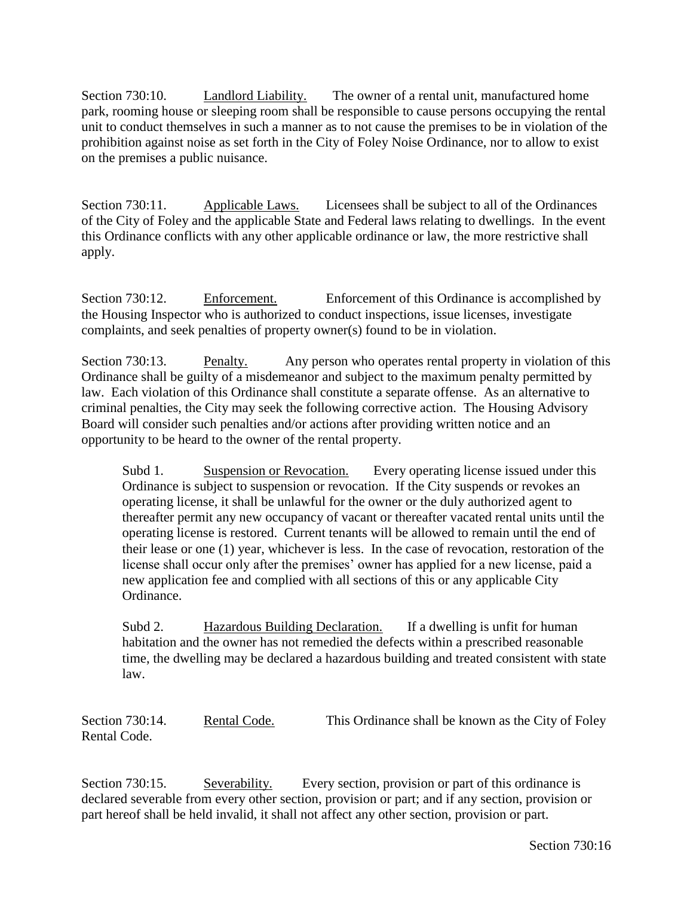Section 730:10. Landlord Liability. The owner of a rental unit, manufactured home park, rooming house or sleeping room shall be responsible to cause persons occupying the rental unit to conduct themselves in such a manner as to not cause the premises to be in violation of the prohibition against noise as set forth in the City of Foley Noise Ordinance, nor to allow to exist on the premises a public nuisance.

Section 730:11. Applicable Laws. Licensees shall be subject to all of the Ordinances of the City of Foley and the applicable State and Federal laws relating to dwellings. In the event this Ordinance conflicts with any other applicable ordinance or law, the more restrictive shall apply.

Section 730:12. Enforcement. Enforcement of this Ordinance is accomplished by the Housing Inspector who is authorized to conduct inspections, issue licenses, investigate complaints, and seek penalties of property owner(s) found to be in violation.

Section 730:13. Penalty. Any person who operates rental property in violation of this Ordinance shall be guilty of a misdemeanor and subject to the maximum penalty permitted by law. Each violation of this Ordinance shall constitute a separate offense. As an alternative to criminal penalties, the City may seek the following corrective action. The Housing Advisory Board will consider such penalties and/or actions after providing written notice and an opportunity to be heard to the owner of the rental property.

> Subd 1. Suspension or Revocation. Every operating license issued under this Ordinance is subject to suspension or revocation. If the City suspends or revokes an operating license, it shall be unlawful for the owner or the duly authorized agent to thereafter permit any new occupancy of vacant or thereafter vacated rental units until the operating license is restored. Current tenants will be allowed to remain until the end of their lease or one (1) year, whichever is less. In the case of revocation, restoration of the license shall occur only after the premises' owner has applied for a new license, paid a new application fee and complied with all sections of this or any applicable City Ordinance.
>
> Subd 2. Hazardous Building Declaration. If a dwelling is unfit for human habitation and the owner has not remedied the defects within a prescribed reasonable time, the dwelling may be declared a hazardous building and treated consistent with state law.

Section 730:14. Rental Code. This Ordinance shall be known as the City of Foley Rental Code.

Section 730:15. Severability. Every section, provision or part of this ordinance is declared severable from every other section, provision or part; and if any section, provision or part hereof shall be held invalid, it shall not affect any other section, provision or part.

Section 730:16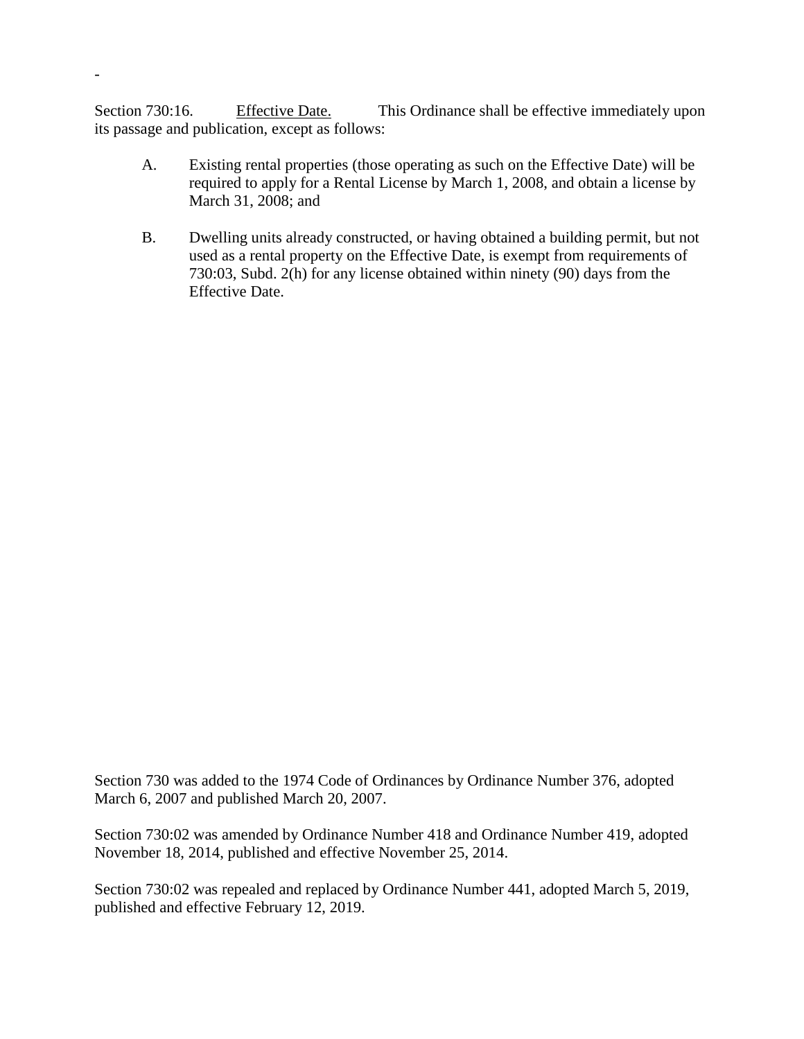-

Section 730:16. Effective Date. This Ordinance shall be effective immediately upon its passage and publication, except as follows:

A. Existing rental properties (those operating as such on the Effective Date) will be required to apply for a Rental License by March 1, 2008, and obtain a license by March 31, 2008; and

B. Dwelling units already constructed, or having obtained a building permit, but not used as a rental property on the Effective Date, is exempt from requirements of 730:03, Subd. 2(h) for any license obtained within ninety (90) days from the Effective Date.

Section 730 was added to the 1974 Code of Ordinances by Ordinance Number 376, adopted March 6, 2007 and published March 20, 2007.

Section 730:02 was amended by Ordinance Number 418 and Ordinance Number 419, adopted November 18, 2014, published and effective November 25, 2014.

Section 730:02 was repealed and replaced by Ordinance Number 441, adopted March 5, 2019, published and effective February 12, 2019.